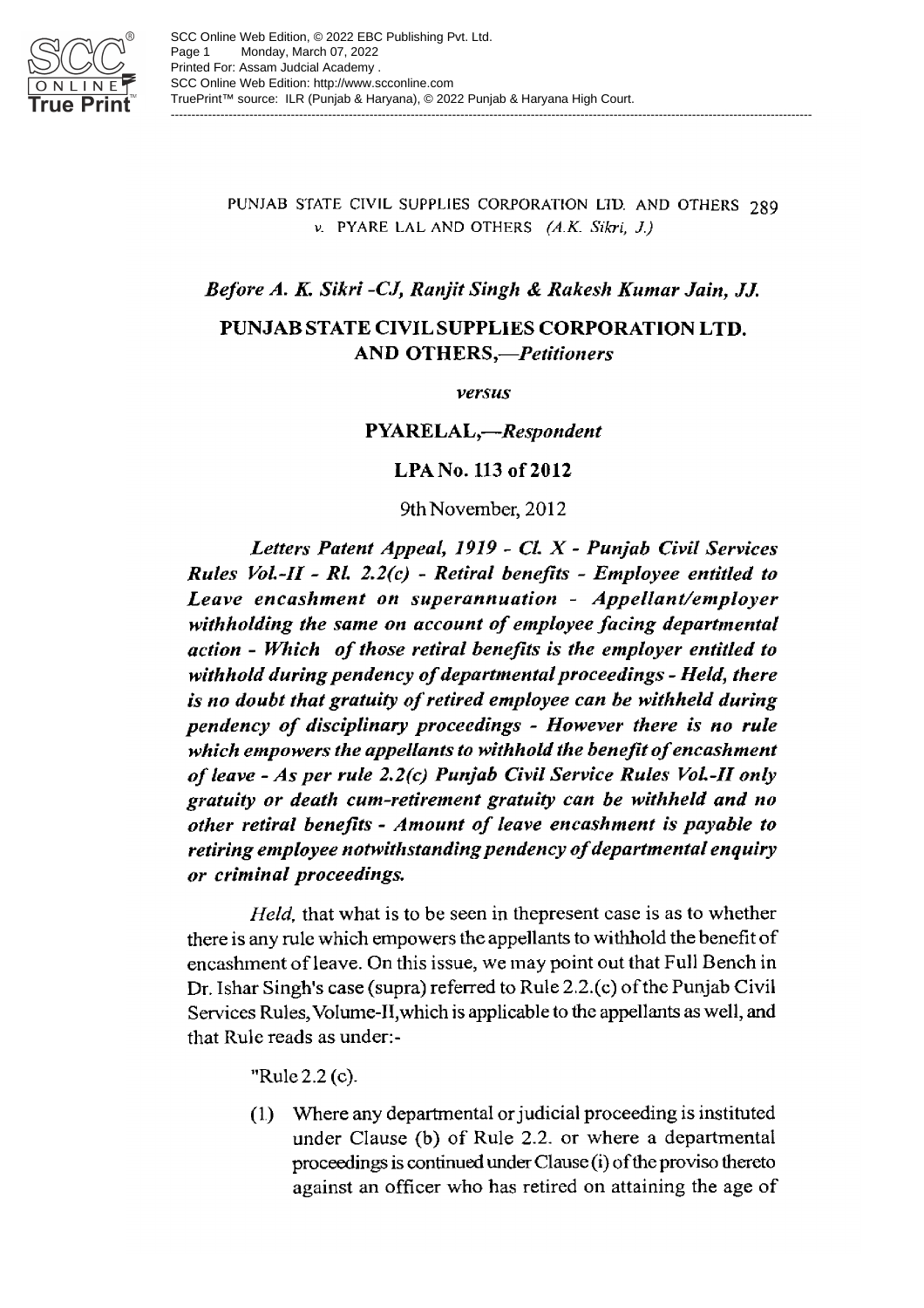## Before A. K. Sikri -CJ, Ranjit Singh & Rakesh Kumar Jain, JJ.

## PUNJAB STATE CIVIL SUPPLIES CORPORATION LTD. AND OTHERS,—*Petitioners*

*versus*

**PYARELAL,—*Respondent***

**LPA No. 113 of 2012**

9th November, 2012

***Letters Patent Appeal, 1919 - Cl. X - Punjab Civil Services Rules Vol.-II - Rl. 2.2(c) - Retiral benefits - Employee entitled to Leave encashment on superannuation - Appellant/employer withholding the same on account of employee facing departmental action - Which of those retiral benefits is the employer entitled to withhold during pendency of departmental proceedings - Held, there is no doubt that gratuity of retired employee can be withheld during pendency of disciplinary proceedings - However there is no rule which empowers the appellants to withhold the benefit of encashment of leave - As per rule 2.2(c) Punjab Civil Service Rules Vol.-II only gratuity or death cum-retirement gratuity can be withheld and no other retiral benefits - Amount of leave encashment is payable to retiring employee notwithstanding pendency of departmental enquiry or criminal proceedings.***

*Held*, that what is to be seen in thepresent case is as to whether there is any rule which empowers the appellants to withhold the benefit of encashment of leave. On this issue, we may point out that Full Bench in Dr. Ishar Singh's case (supra) referred to Rule 2.2.(c) of the Punjab Civil Services Rules, Volume-II, which is applicable to the appellants as well, and that Rule reads as under:-

"Rule 2.2 (c).

(1) Where any departmental or judicial proceeding is instituted under Clause (b) of Rule 2.2. or where a departmental proceedings is continued under Clause (i) of the proviso thereto against an officer who has retired on attaining the age of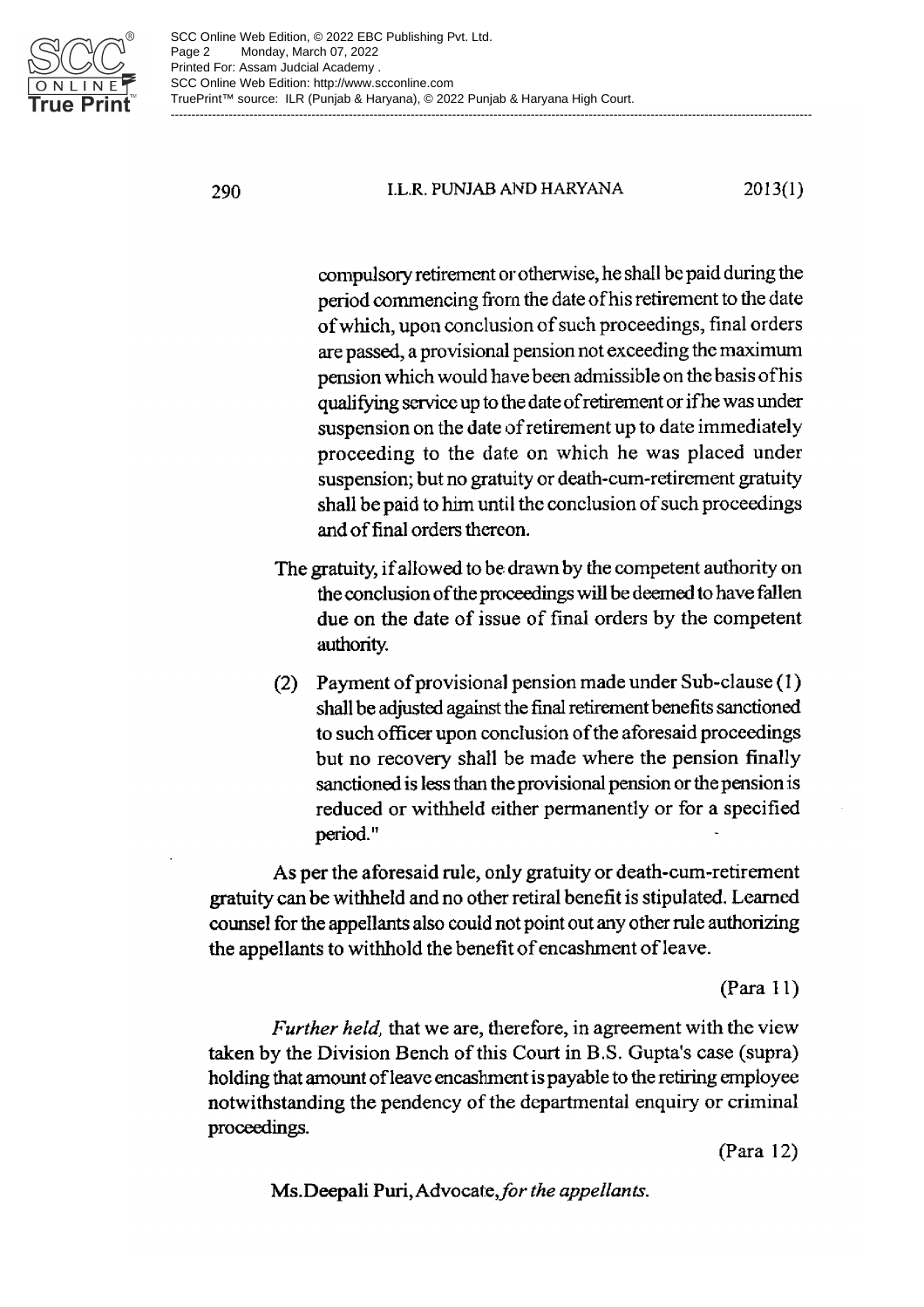compulsory retirement or otherwise, he shall be paid during the period commencing from the date of his retirement to the date of which, upon conclusion of such proceedings, final orders are passed, a provisional pension not exceeding the maximum pension which would have been admissible on the basis of his qualifying service up to the date of retirement or if he was under suspension on the date of retirement up to date immediately proceeding to the date on which he was placed under suspension; but no gratuity or death-cum-retirement gratuity shall be paid to him until the conclusion of such proceedings and of final orders thereon.

The gratuity, if allowed to be drawn by the competent authority on the conclusion of the proceedings will be deemed to have fallen due on the date of issue of final orders by the competent authority.

(2) Payment of provisional pension made under Sub-clause (1) shall be adjusted against the final retirement benefits sanctioned to such officer upon conclusion of the aforesaid proceedings but no recovery shall be made where the pension finally sanctioned is less than the provisional pension or the pension is reduced or withheld either permanently or for a specified period."

As per the aforesaid rule, only gratuity or death-cum-retirement gratuity can be withheld and no other retiral benefit is stipulated. Learned counsel for the appellants also could not point out any other rule authorizing the appellants to withhold the benefit of encashment of leave.

(Para 11)

*Further held,* that we are, therefore, in agreement with the view taken by the Division Bench of this Court in B.S. Gupta's case (supra) holding that amount of leave encashment is payable to the retiring employee notwithstanding the pendency of the departmental enquiry or criminal proceedings.

(Para 12)

Ms.Deepali Puri, Advocate, *for the appellants.*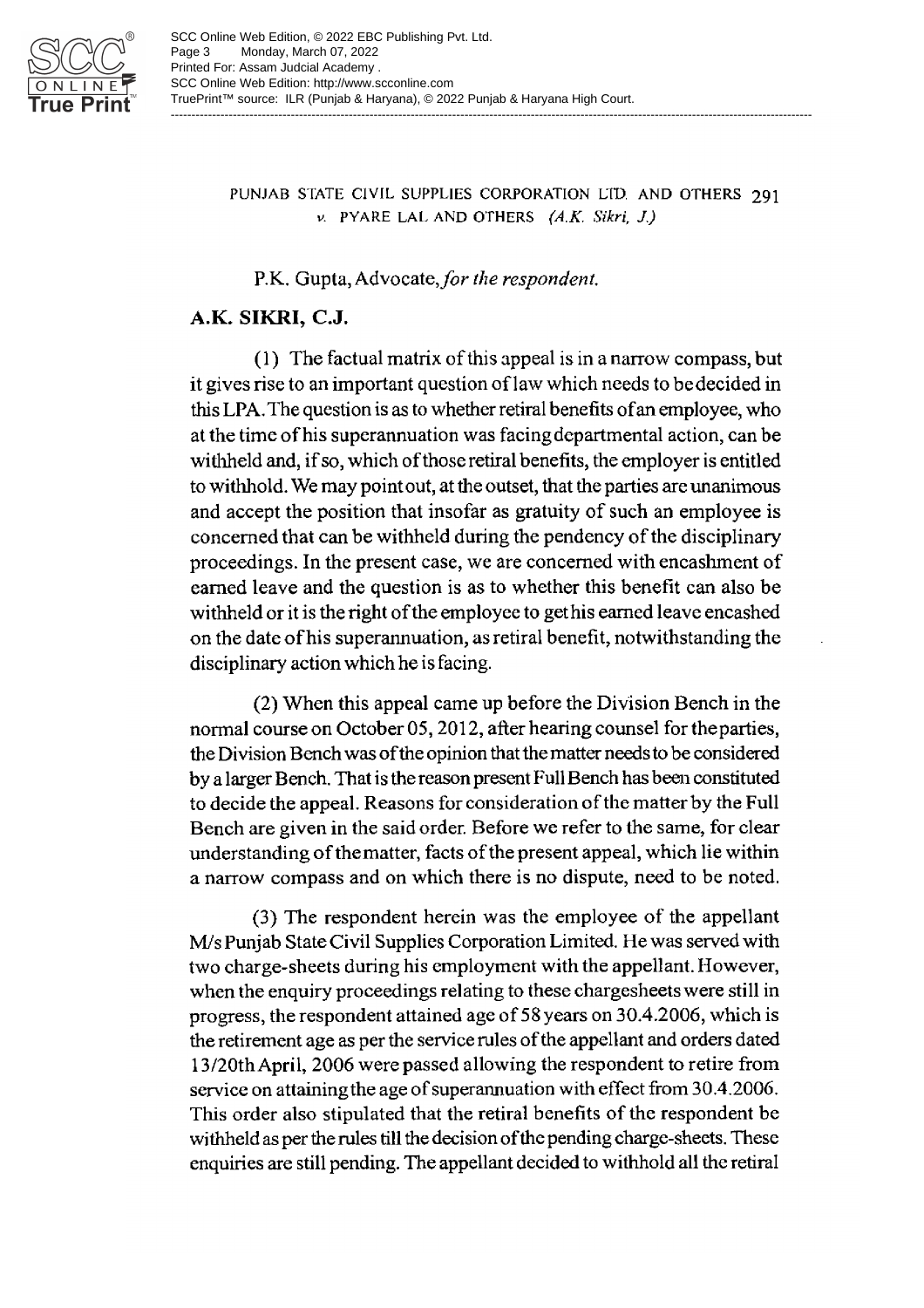P.K. Gupta, Advocate, *for the respondent.*

**A.K. SIKRI, C.J.**

(1) The factual matrix of this appeal is in a narrow compass, but it gives rise to an important question of law which needs to be decided in this LPA. The question is as to whether retiral benefits of an employee, who at the time of his superannuation was facing departmental action, can be withheld and, if so, which of those retiral benefits, the employer is entitled to withhold. We may point out, at the outset, that the parties are unanimous and accept the position that insofar as gratuity of such an employee is concerned that can be withheld during the pendency of the disciplinary proceedings. In the present case, we are concerned with encashment of earned leave and the question is as to whether this benefit can also be withheld or it is the right of the employee to get his earned leave encashed on the date of his superannuation, as retiral benefit, notwithstanding the disciplinary action which he is facing.

(2) When this appeal came up before the Division Bench in the normal course on October 05, 2012, after hearing counsel for the parties, the Division Bench was of the opinion that the matter needs to be considered by a larger Bench. That is the reason present Full Bench has been constituted to decide the appeal. Reasons for consideration of the matter by the Full Bench are given in the said order. Before we refer to the same, for clear understanding of the matter, facts of the present appeal, which lie within a narrow compass and on which there is no dispute, need to be noted.

(3) The respondent herein was the employee of the appellant M/s Punjab State Civil Supplies Corporation Limited. He was served with two charge-sheets during his employment with the appellant. However, when the enquiry proceedings relating to these chargesheets were still in progress, the respondent attained age of 58 years on 30.4.2006, which is the retirement age as per the service rules of the appellant and orders dated 13/20th April, 2006 were passed allowing the respondent to retire from service on attaining the age of superannuation with effect from 30.4.2006. This order also stipulated that the retiral benefits of the respondent be withheld as per the rules till the decision of the pending charge-sheets. These enquiries are still pending. The appellant decided to withhold all the retiral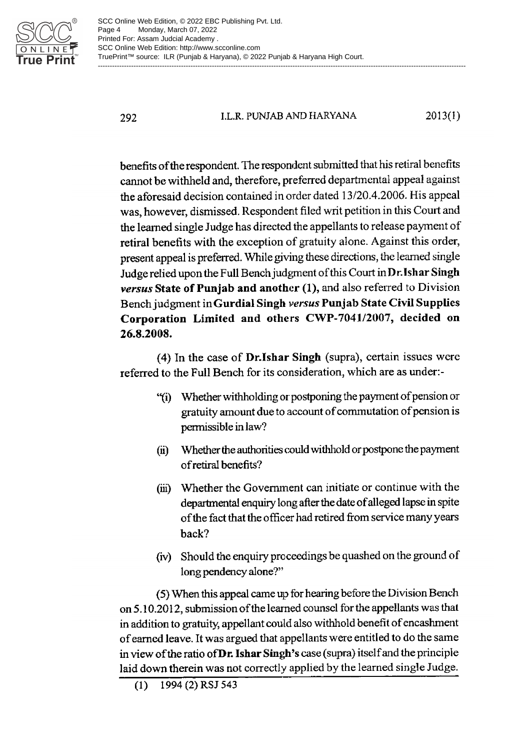benefits of the respondent. The respondent submitted that his retiral benefits cannot be withheld and, therefore, preferred departmental appeal against the aforesaid decision contained in order dated 13/20.4.2006. His appeal was, however, dismissed. Respondent filed writ petition in this Court and the learned single Judge has directed the appellants to release payment of retiral benefits with the exception of gratuity alone. Against this order, present appeal is preferred. While giving these directions, the learned single Judge relied upon the Full Bench judgment of this Court in **Dr. Ishar Singh *versus* State of Punjab and another (1),** and also referred to Division Bench judgment in **Gurdial Singh *versus* Punjab State Civil Supplies Corporation Limited and others CWP-7041/2007, decided on 26.8.2008.**

(4) In the case of **Dr.Ishar Singh** (supra), certain issues were referred to the Full Bench for its consideration, which are as under:-

> "(i) Whether withholding or postponing the payment of pension or gratuity amount due to account of commutation of pension is permissible in law?
>
> (ii) Whether the authorities could withhold or postpone the payment of retiral benefits?
>
> (iii) Whether the Government can initiate or continue with the departmental enquiry long after the date of alleged lapse in spite of the fact that the officer had retired from service many years back?
>
> (iv) Should the enquiry proceedings be quashed on the ground of long pendency alone?"

(5) When this appeal came up for hearing before the Division Bench on 5.10.2012, submission of the learned counsel for the appellants was that in addition to gratuity, appellant could also withhold benefit of encashment of earned leave. It was argued that appellants were entitled to do the same in view of the ratio of **Dr. Ishar Singh's** case (supra) itself and the principle laid down therein was not correctly applied by the learned single Judge.

(1) 1994 (2) RSJ 543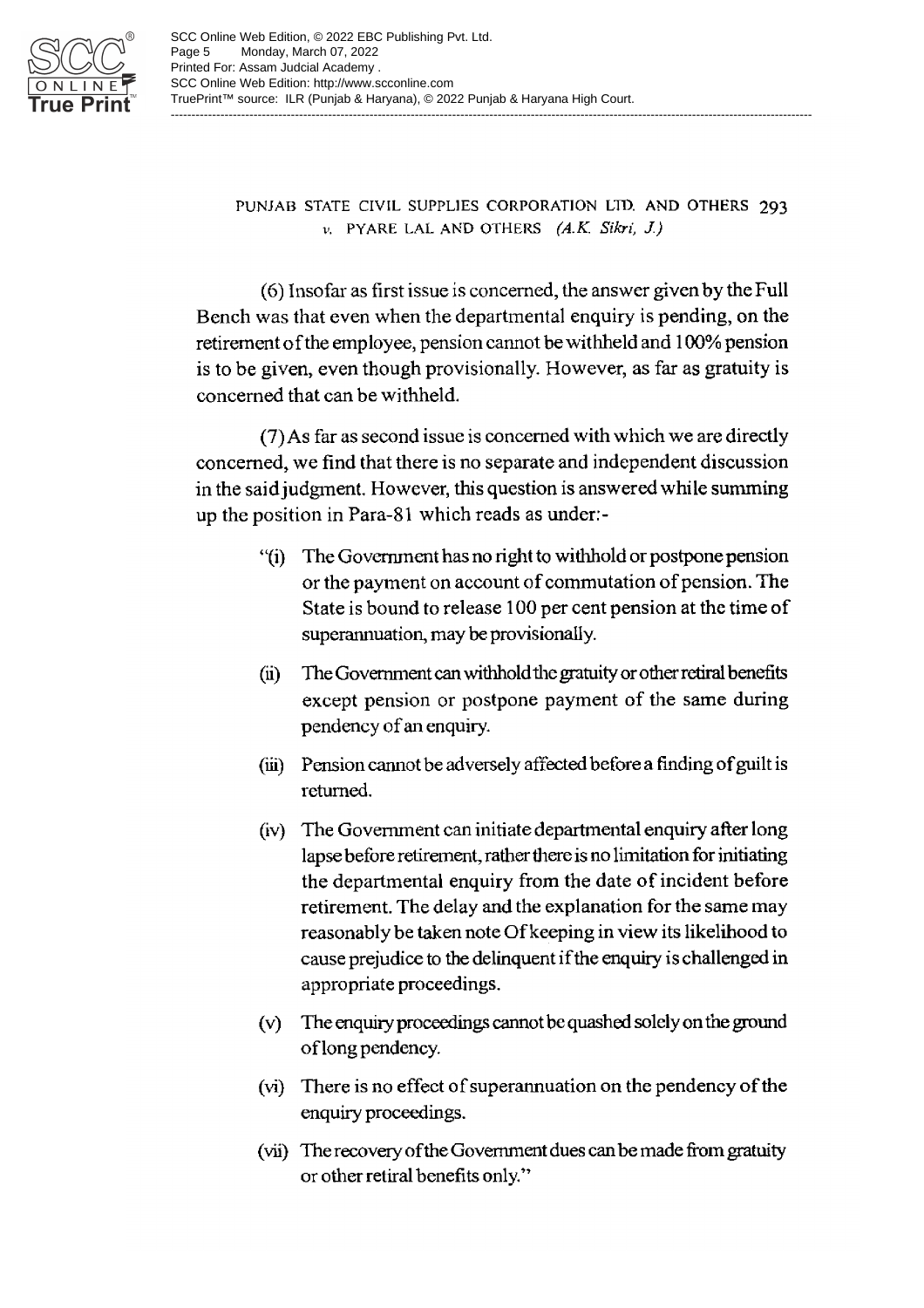(6) Insofar as first issue is concerned, the answer given by the Full Bench was that even when the departmental enquiry is pending, on the retirement of the employee, pension cannot be withheld and 100% pension is to be given, even though provisionally. However, as far as gratuity is concerned that can be withheld.

(7) As far as second issue is concerned with which we are directly concerned, we find that there is no separate and independent discussion in the said judgment. However, this question is answered while summing up the position in Para-81 which reads as under:-

> "(i) The Government has no right to withhold or postpone pension or the payment on account of commutation of pension. The State is bound to release 100 per cent pension at the time of superannuation, may be provisionally.
>
> (ii) The Government can withhold the gratuity or other retiral benefits except pension or postpone payment of the same during pendency of an enquiry.
>
> (iii) Pension cannot be adversely affected before a finding of guilt is returned.
>
> (iv) The Government can initiate departmental enquiry after long lapse before retirement, rather there is no limitation for initiating the departmental enquiry from the date of incident before retirement. The delay and the explanation for the same may reasonably be taken note Of keeping in view its likelihood to cause prejudice to the delinquent if the enquiry is challenged in appropriate proceedings.
>
> (v) The enquiry proceedings cannot be quashed solely on the ground of long pendency.
>
> (vi) There is no effect of superannuation on the pendency of the enquiry proceedings.
>
> (vii) The recovery of the Government dues can be made from gratuity or other retiral benefits only."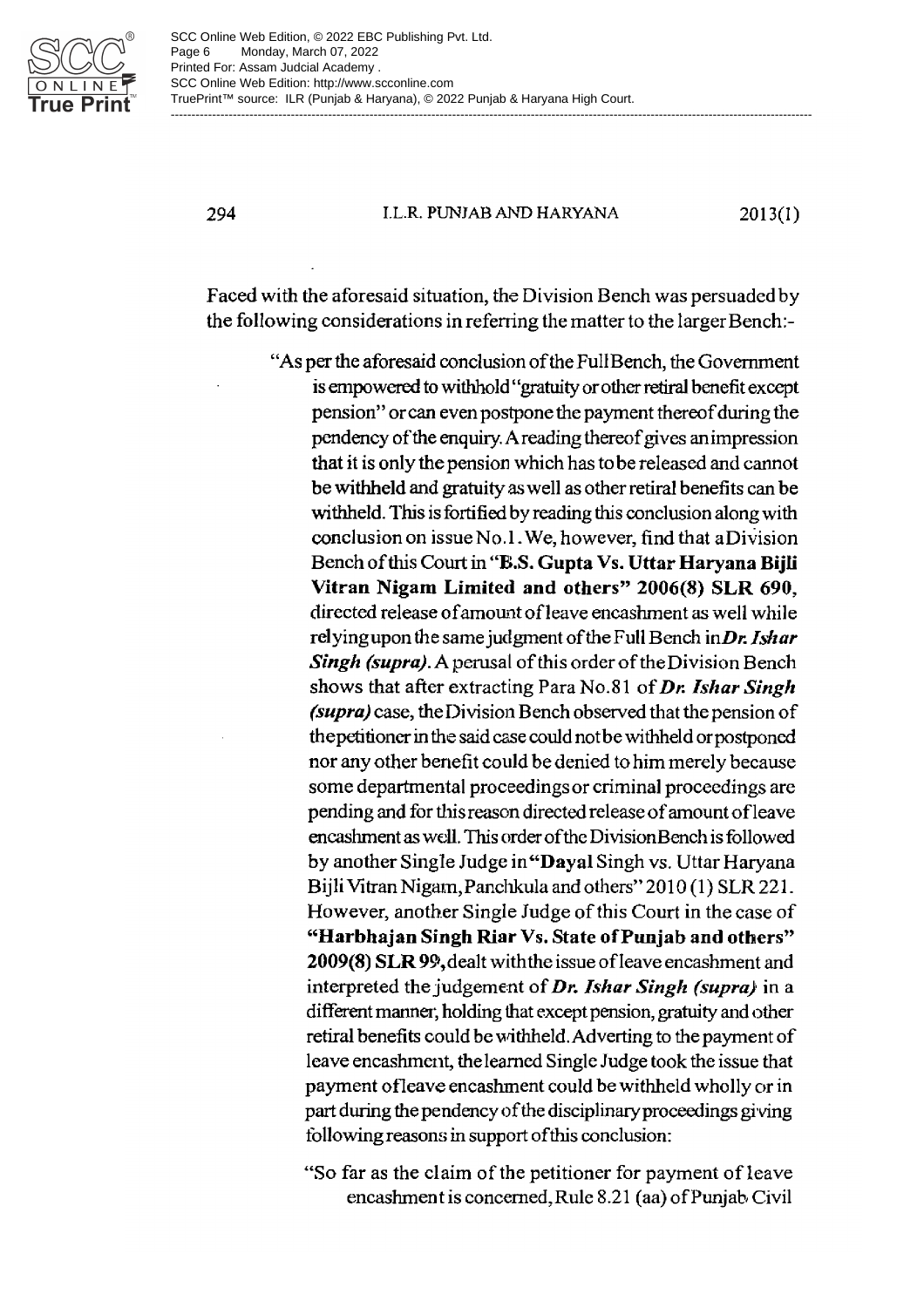Faced with the aforesaid situation, the Division Bench was persuaded by the following considerations in referring the matter to the larger Bench:-

> "As per the aforesaid conclusion of the Full Bench, the Government is empowered to withhold "gratuity or other retiral benefit except pension" or can even postpone the payment thereof during the pendency of the enquiry. A reading thereof gives an impression that it is only the pension which has to be released and cannot be withheld and gratuity as well as other retiral benefits can be withheld. This is fortified by reading this conclusion along with conclusion on issue No.1. We, however, find that a Division Bench of this Court in "**B.S. Gupta Vs. Uttar Haryana Bijli Vitran Nigam Limited and others" 2006(8) SLR 690**, directed release of amount of leave encashment as well while relying upon the same judgment of the Full Bench in ***Dr. Ishar Singh (supra)***. A perusal of this order of the Division Bench shows that after extracting Para No.81 of ***Dr. Ishar Singh (supra)*** case, the Division Bench observed that the pension of the petitioner in the said case could not be withheld or postponed nor any other benefit could be denied to him merely because some departmental proceedings or criminal proceedings are pending and for this reason directed release of amount of leave encashment as well. This order of the Division Bench is followed by another Single Judge in "**Dayal** Singh vs. Uttar Haryana Bijli Vitran Nigam, Panchkula and others" 2010 (1) SLR 221. However, another Single Judge of this Court in the case of **"Harbhajan Singh Riar Vs. State of Punjab and others" 2009(8) SLR 99**, dealt with the issue of leave encashment and interpreted the judgement of ***Dr. Ishar Singh (supra)*** in a different manner, holding that except pension, gratuity and other retiral benefits could be withheld. Adverting to the payment of leave encashment, the learned Single Judge took the issue that payment of leave encashment could be withheld wholly or in part during the pendency of the disciplinary proceedings giving following reasons in support of this conclusion:
>
> "So far as the claim of the petitioner for payment of leave encashment is concerned, Rule 8.21 (aa) of Punjab Civil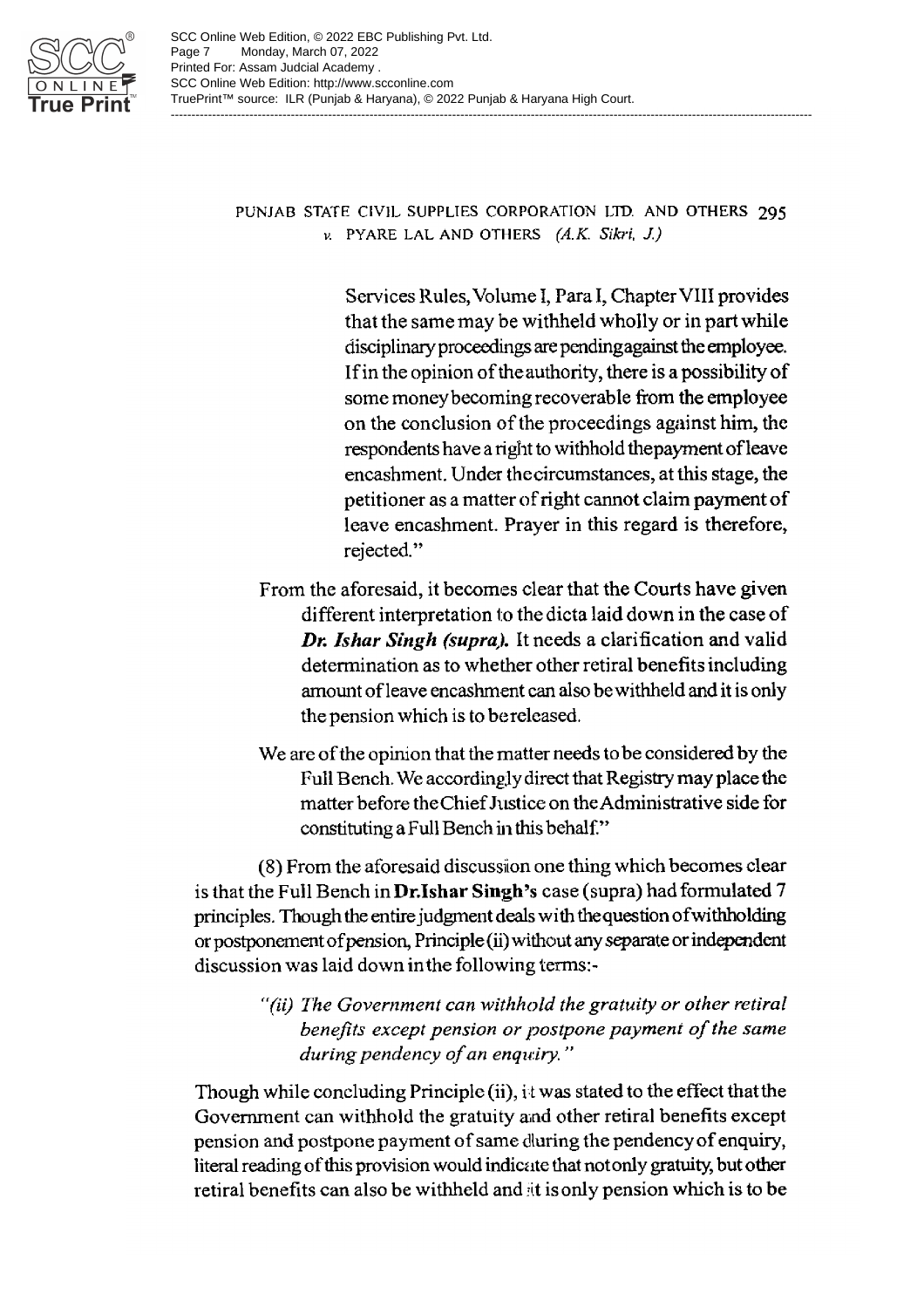Services Rules, Volume I, Para I, Chapter VIII provides that the same may be withheld wholly or in part while disciplinary proceedings are pending against the employee. If in the opinion of the authority, there is a possibility of some money becoming recoverable from the employee on the conclusion of the proceedings against him, the respondents have a right to withhold the payment of leave encashment. Under the circumstances, at this stage, the petitioner as a matter of right cannot claim payment of leave encashment. Prayer in this regard is therefore, rejected."

From the aforesaid, it becomes clear that the Courts have given different interpretation to the dicta laid down in the case of ***Dr. Ishar Singh (supra).*** It needs a clarification and valid determination as to whether other retiral benefits including amount of leave encashment can also be withheld and it is only the pension which is to be released.

We are of the opinion that the matter needs to be considered by the Full Bench. We accordingly direct that Registry may place the matter before the Chief Justice on the Administrative side for constituting a Full Bench in this behalf."

(8) From the aforesaid discussion one thing which becomes clear is that the Full Bench in **Dr.Ishar Singh's** case (supra) had formulated 7 principles. Though the entire judgment deals with the question of withholding or postponement of pension, Principle (ii) without any separate or independent discussion was laid down in the following terms:-

> *"(ii) The Government can withhold the gratuity or other retiral benefits except pension or postpone payment of the same during pendency of an enquiry."*

Though while concluding Principle (ii), it was stated to the effect that the Government can withhold the gratuity and other retiral benefits except pension and postpone payment of same during the pendency of enquiry, literal reading of this provision would indicate that not only gratuity, but other retiral benefits can also be withheld and it is only pension which is to be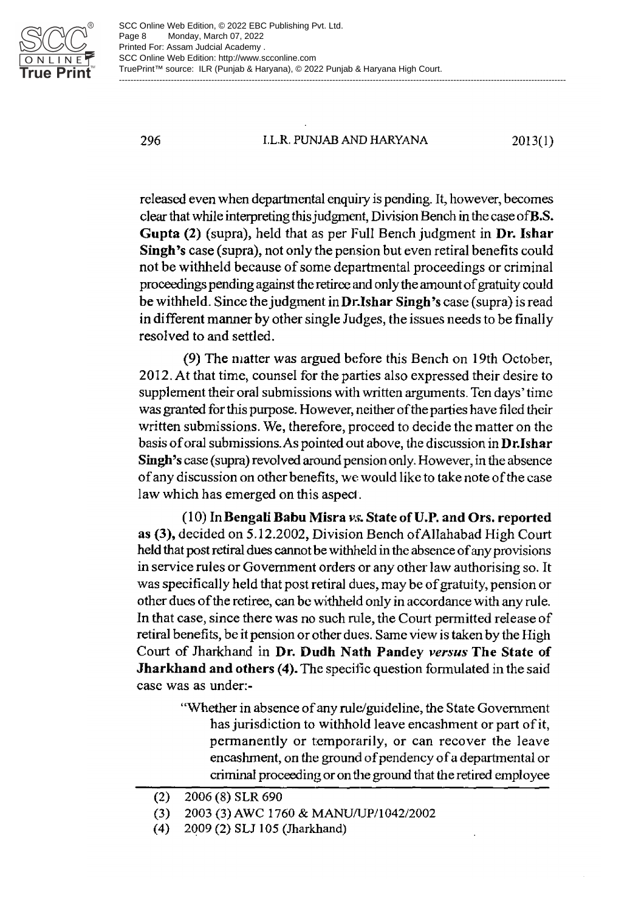released even when departmental enquiry is pending. It, however, becomes clear that while interpreting this judgment, Division Bench in the case of **B.S. Gupta (2)** (supra), held that as per Full Bench judgment in **Dr. Ishar Singh's** case (supra), not only the pension but even retiral benefits could not be withheld because of some departmental proceedings or criminal proceedings pending against the retiree and only the amount of gratuity could be withheld. Since the judgment in **Dr.Ishar Singh's** case (supra) is read in different manner by other single Judges, the issues needs to be finally resolved to and settled.

(9) The matter was argued before this Bench on 19th October, 2012. At that time, counsel for the parties also expressed their desire to supplement their oral submissions with written arguments. Ten days' time was granted for this purpose. However, neither of the parties have filed their written submissions. We, therefore, proceed to decide the matter on the basis of oral submissions. As pointed out above, the discussion in **Dr.Ishar Singh's** case (supra) revolved around pension only. However, in the absence of any discussion on other benefits, we would like to take note of the case law which has emerged on this aspect.

(10) In **Bengali Babu Misra** *vs.* **State of U.P. and Ors. reported as (3),** decided on 5.12.2002, Division Bench of Allahabad High Court held that post retiral dues cannot be withheld in the absence of any provisions in service rules or Government orders or any other law authorising so. It was specifically held that post retiral dues, may be of gratuity, pension or other dues of the retiree, can be withheld only in accordance with any rule. In that case, since there was no such rule, the Court permitted release of retiral benefits, be it pension or other dues. Same view is taken by the High Court of Jharkhand in **Dr. Dudh Nath Pandey** *versus* **The State of Jharkhand and others (4).** The specific question formulated in the said case was as under:-

> "Whether in absence of any rule/guideline, the State Government has jurisdiction to withhold leave encashment or part of it, permanently or temporarily, or can recover the leave encashment, on the ground of pendency of a departmental or criminal proceeding or on the ground that the retired employee

---

(2) 2006 (8) SLR 690

(3) 2003 (3) AWC 1760 & MANU/UP/1042/2002

(4) 2009 (2) SLJ 105 (Jharkhand)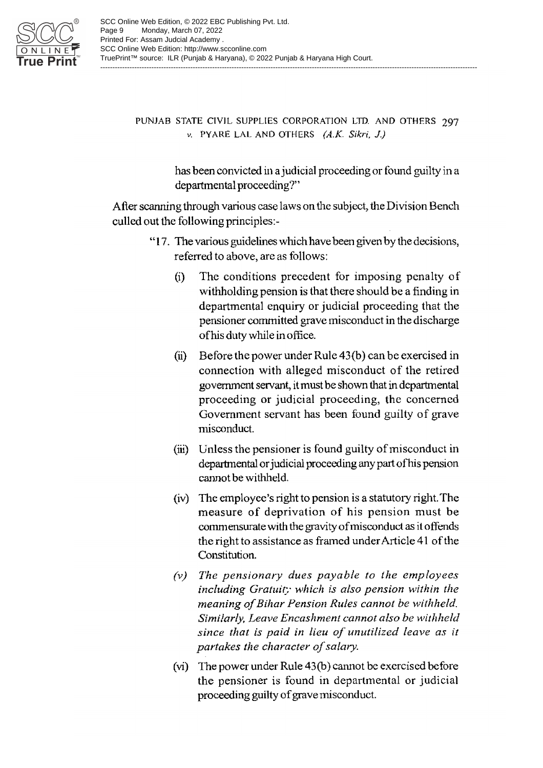has been convicted in a judicial proceeding or found guilty in a departmental proceeding?"

After scanning through various case laws on the subject, the Division Bench culled out the following principles:-

> "17. The various guidelines which have been given by the decisions, referred to above, are as follows:
>
> (i) The conditions precedent for imposing penalty of withholding pension is that there should be a finding in departmental enquiry or judicial proceeding that the pensioner committed grave misconduct in the discharge of his duty while in office.
>
> (ii) Before the power under Rule 43(b) can be exercised in connection with alleged misconduct of the retired government servant, it must be shown that in departmental proceeding or judicial proceeding, the concerned Government servant has been found guilty of grave misconduct.
>
> (iii) Unless the pensioner is found guilty of misconduct in departmental or judicial proceeding any part of his pension cannot be withheld.
>
> (iv) The employee's right to pension is a statutory right. The measure of deprivation of his pension must be commensurate with the gravity of misconduct as it offends the right to assistance as framed under Article 41 of the Constitution.
>
> *(v) The pensionary dues payable to the employees including Gratuity which is also pension within the meaning of Bihar Pension Rules cannot be withheld. Similarly, Leave Encashment cannot also be withheld since that is paid in lieu of unutilized leave as it partakes the character of salary.*
>
> (vi) The power under Rule 43(b) cannot be exercised before the pensioner is found in departmental or judicial proceeding guilty of grave misconduct.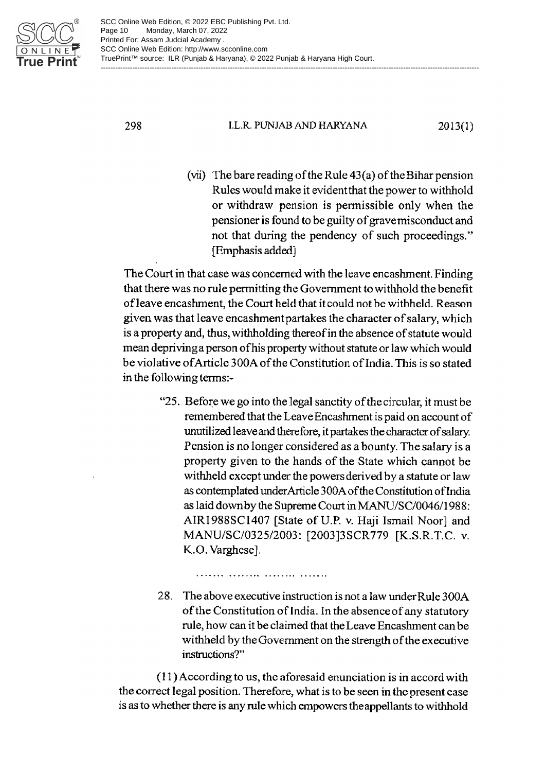> (vii) The bare reading of the Rule 43(a) of the Bihar pension Rules would make it evident that the power to withhold or withdraw pension is permissible only when the pensioner is found to be guilty of grave misconduct and not that during the pendency of such proceedings." [Emphasis added]

The Court in that case was concerned with the leave encashment. Finding that there was no rule permitting the Government to withhold the benefit of leave encashment, the Court held that it could not be withheld. Reason given was that leave encashment partakes the character of salary, which is a property and, thus, withholding thereof in the absence of statute would mean depriving a person of his property without statute or law which would be violative of Article 300A of the Constitution of India. This is so stated in the following terms:-

> "25. Before we go into the legal sanctity of the circular, it must be remembered that the Leave Encashment is paid on account of unutilized leave and therefore, it partakes the character of salary. Pension is no longer considered as a bounty. The salary is a property given to the hands of the State which cannot be withheld except under the powers derived by a statute or law as contemplated under Article 300A of the Constitution of India as laid down by the Supreme Court in MANU/SC/0046/1988: AIR1988SC1407 [State of U.P. v. Haji Ismail Noor] and MANU/SC/0325/2003: [2003]3SCR779 [K.S.R.T.C. v. K.O. Varghese].
>
> ....... ........ ........ .......
>
> 28. The above executive instruction is not a law under Rule 300A of the Constitution of India. In the absence of any statutory rule, how can it be claimed that the Leave Encashment can be withheld by the Government on the strength of the executive instructions?"

(11) According to us, the aforesaid enunciation is in accord with the correct legal position. Therefore, what is to be seen in the present case is as to whether there is any rule which empowers the appellants to withhold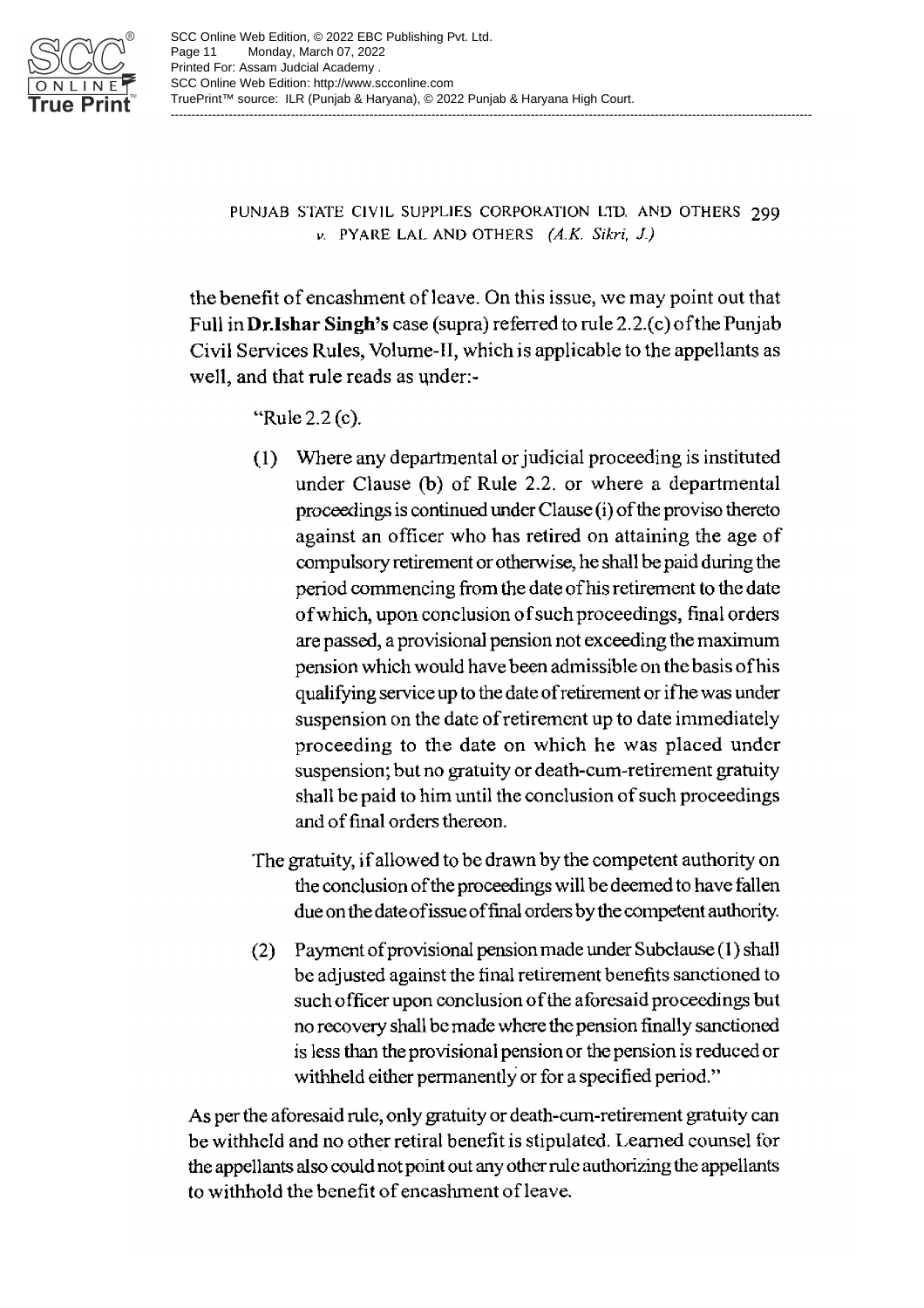the benefit of encashment of leave. On this issue, we may point out that Full in **Dr.Ishar Singh's** case (supra) referred to rule 2.2.(c) of the Punjab Civil Services Rules, Volume-II, which is applicable to the appellants as well, and that rule reads as under:-

> "Rule 2.2 (c).
>
> (1) Where any departmental or judicial proceeding is instituted under Clause (b) of Rule 2.2. or where a departmental proceedings is continued under Clause (i) of the proviso thereto against an officer who has retired on attaining the age of compulsory retirement or otherwise, he shall be paid during the period commencing from the date of his retirement to the date of which, upon conclusion of such proceedings, final orders are passed, a provisional pension not exceeding the maximum pension which would have been admissible on the basis of his qualifying service up to the date of retirement or if he was under suspension on the date of retirement up to date immediately proceeding to the date on which he was placed under suspension; but no gratuity or death-cum-retirement gratuity shall be paid to him until the conclusion of such proceedings and of final orders thereon.
>
> The gratuity, if allowed to be drawn by the competent authority on the conclusion of the proceedings will be deemed to have fallen due on the date of issue of final orders by the competent authority.
>
> (2) Payment of provisional pension made under Subclause (1) shall be adjusted against the final retirement benefits sanctioned to such officer upon conclusion of the aforesaid proceedings but no recovery shall be made where the pension finally sanctioned is less than the provisional pension or the pension is reduced or withheld either permanently or for a specified period."

As per the aforesaid rule, only gratuity or death-cum-retirement gratuity can be withheld and no other retiral benefit is stipulated. Learned counsel for the appellants also could not point out any other rule authorizing the appellants to withhold the benefit of encashment of leave.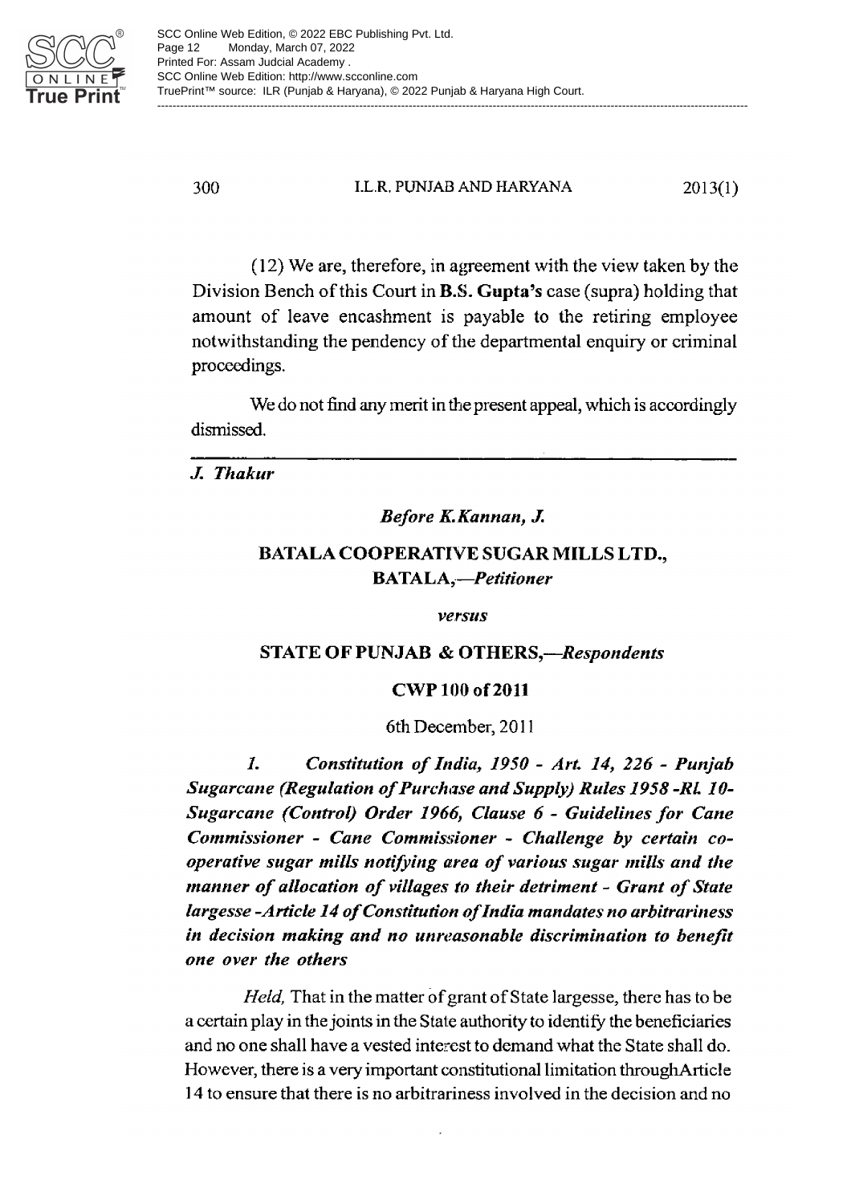(12) We are, therefore, in agreement with the view taken by the Division Bench of this Court in **B.S. Gupta's** case (supra) holding that amount of leave encashment is payable to the retiring employee notwithstanding the pendency of the departmental enquiry or criminal proceedings.

We do not find any merit in the present appeal, which is accordingly dismissed.

---

*J. Thakur*

*Before K.Kannan, J.*

**BATALA COOPERATIVE SUGAR MILLS LTD., BATALA,—*Petitioner***

*versus*

**STATE OF PUNJAB & OTHERS,—*Respondents***

**CWP 100 of 2011**

6th December, 2011

***1. Constitution of India, 1950 - Art. 14, 226 - Punjab Sugarcane (Regulation of Purchase and Supply) Rules 1958 -Rl. 10- Sugarcane (Control) Order 1966, Clause 6 - Guidelines for Cane Commissioner - Cane Commissioner - Challenge by certain co-operative sugar mills notifying area of various sugar mills and the manner of allocation of villages to their detriment - Grant of State largesse -Article 14 of Constitution of India mandates no arbitrariness in decision making and no unreasonable discrimination to benefit one over the others***

*Held,* That in the matter of grant of State largesse, there has to be a certain play in the joints in the State authority to identify the beneficiaries and no one shall have a vested interest to demand what the State shall do. However, there is a very important constitutional limitation through Article 14 to ensure that there is no arbitrariness involved in the decision and no